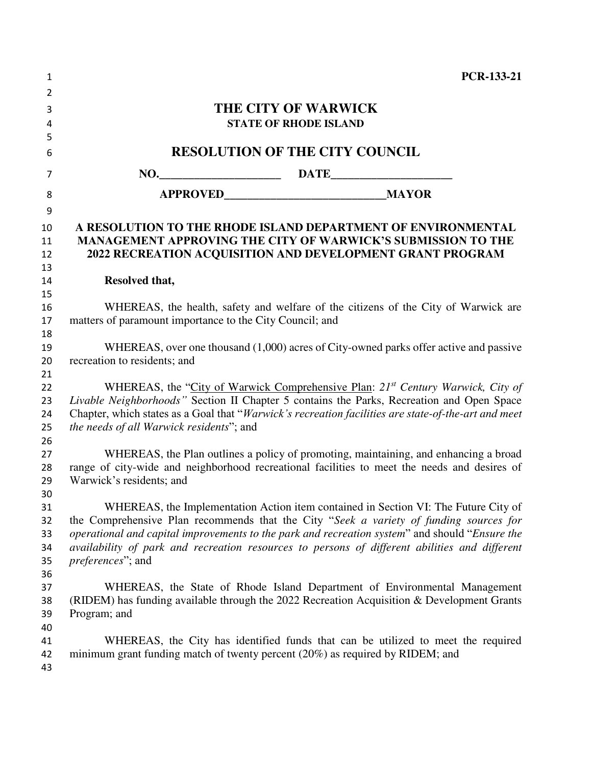PCR-133-21

# THE CITY OF WARWICK

**STATE OF RHODE ISLAND**

## RESOLUTION OF THE CITY COUNCIL

**NO.\_\_\_\_\_\_\_\_\_\_\_\_\_\_\_\_\_\_\_\_ DATE\_\_\_\_\_\_\_\_\_\_\_\_\_\_\_\_\_\_\_\_**

**APPROVED\_\_\_\_\_\_\_\_\_\_\_\_\_\_\_\_\_\_\_\_\_\_\_\_\_\_\_\_MAYOR**

**A RESOLUTION TO THE RHODE ISLAND DEPARTMENT OF ENVIRONMENTAL MANAGEMENT APPROVING THE CITY OF WARWICK'S SUBMISSION TO THE 2022 RECREATION ACQUISITION AND DEVELOPMENT GRANT PROGRAM**

**Resolved that,**

WHEREAS, the health, safety and welfare of the citizens of the City of Warwick are matters of paramount importance to the City Council; and

WHEREAS, over one thousand (1,000) acres of City-owned parks offer active and passive recreation to residents; and

WHEREAS, the "City of Warwick Comprehensive Plan: *21st Century Warwick, City of Livable Neighborhoods"* Section II Chapter 5 contains the Parks, Recreation and Open Space Chapter, which states as a Goal that "*Warwick's recreation facilities are state-of-the-art and meet the needs of all Warwick residents*"; and

WHEREAS, the Plan outlines a policy of promoting, maintaining, and enhancing a broad range of city-wide and neighborhood recreational facilities to meet the needs and desires of Warwick's residents; and

WHEREAS, the Implementation Action item contained in Section VI: The Future City of the Comprehensive Plan recommends that the City "*Seek a variety of funding sources for operational and capital improvements to the park and recreation system*" and should "*Ensure the availability of park and recreation resources to persons of different abilities and different preferences*"; and

WHEREAS, the State of Rhode Island Department of Environmental Management (RIDEM) has funding available through the 2022 Recreation Acquisition & Development Grants Program; and

WHEREAS, the City has identified funds that can be utilized to meet the required minimum grant funding match of twenty percent (20%) as required by RIDEM; and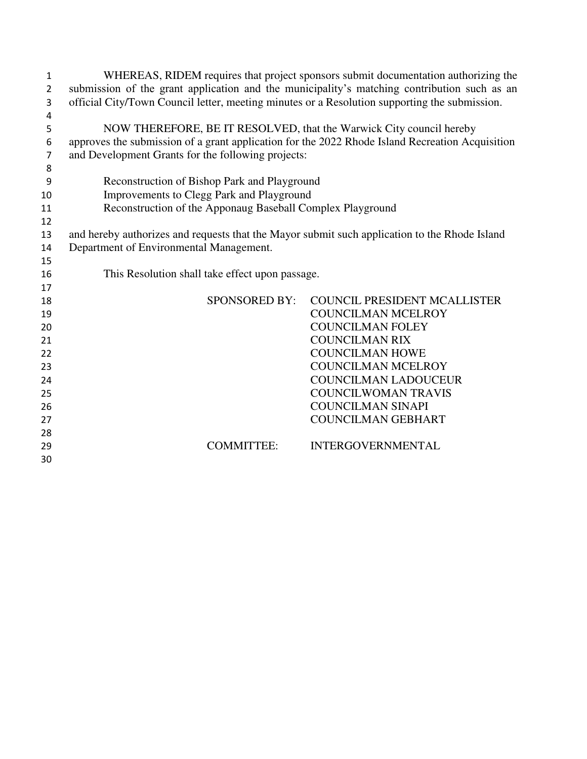WHEREAS, RIDEM requires that project sponsors submit documentation authorizing the submission of the grant application and the municipality's matching contribution such as an official City/Town Council letter, meeting minutes or a Resolution supporting the submission.

NOW THEREFORE, BE IT RESOLVED, that the Warwick City council hereby approves the submission of a grant application for the 2022 Rhode Island Recreation Acquisition and Development Grants for the following projects:

Reconstruction of Bishop Park and Playground
Improvements to Clegg Park and Playground
Reconstruction of the Apponaug Baseball Complex Playground

and hereby authorizes and requests that the Mayor submit such application to the Rhode Island Department of Environmental Management.

This Resolution shall take effect upon passage.

| | |
|---|---|
| SPONSORED BY: | COUNCIL PRESIDENT MCALLISTER |
| | COUNCILMAN MCELROY |
| | COUNCILMAN FOLEY |
| | COUNCILMAN RIX |
| | COUNCILMAN HOWE |
| | COUNCILMAN MCELROY |
| | COUNCILMAN LADOUCEUR |
| | COUNCILWOMAN TRAVIS |
| | COUNCILMAN SINAPI |
| | COUNCILMAN GEBHART |
| COMMITTEE: | INTERGOVERNMENTAL |